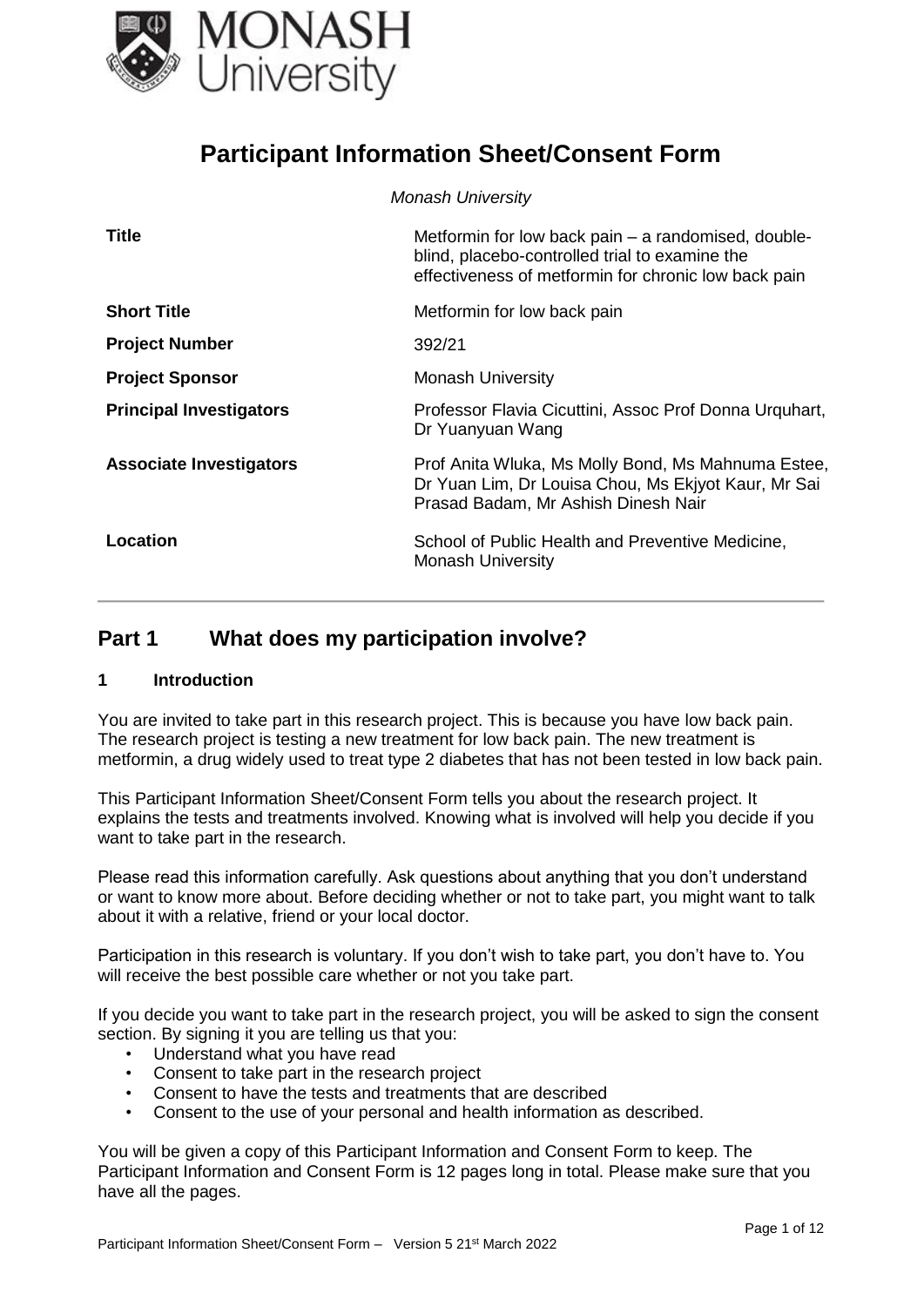# Participant Information Sheet/Consent Form

*Monash University*

| | |
|---|---|
| **Title** | Metformin for low back pain – a randomised, double-blind, placebo-controlled trial to examine the effectiveness of metformin for chronic low back pain |
| **Short Title** | Metformin for low back pain |
| **Project Number** | 392/21 |
| **Project Sponsor** | Monash University |
| **Principal Investigators** | Professor Flavia Cicuttini, Assoc Prof Donna Urquhart, Dr Yuanyuan Wang |
| **Associate Investigators** | Prof Anita Wluka, Ms Molly Bond, Ms Mahnuma Estee, Dr Yuan Lim, Dr Louisa Chou, Ms Ekjyot Kaur, Mr Sai Prasad Badam, Mr Ashish Dinesh Nair |
| **Location** | School of Public Health and Preventive Medicine, Monash University |

## Part 1 What does my participation involve?

### 1 Introduction

You are invited to take part in this research project. This is because you have low back pain. The research project is testing a new treatment for low back pain. The new treatment is metformin, a drug widely used to treat type 2 diabetes that has not been tested in low back pain.

This Participant Information Sheet/Consent Form tells you about the research project. It explains the tests and treatments involved. Knowing what is involved will help you decide if you want to take part in the research.

Please read this information carefully. Ask questions about anything that you don't understand or want to know more about. Before deciding whether or not to take part, you might want to talk about it with a relative, friend or your local doctor.

Participation in this research is voluntary. If you don't wish to take part, you don't have to. You will receive the best possible care whether or not you take part.

If you decide you want to take part in the research project, you will be asked to sign the consent section. By signing it you are telling us that you:

- Understand what you have read
- Consent to take part in the research project
- Consent to have the tests and treatments that are described
- Consent to the use of your personal and health information as described.

You will be given a copy of this Participant Information and Consent Form to keep. The Participant Information and Consent Form is 12 pages long in total. Please make sure that you have all the pages.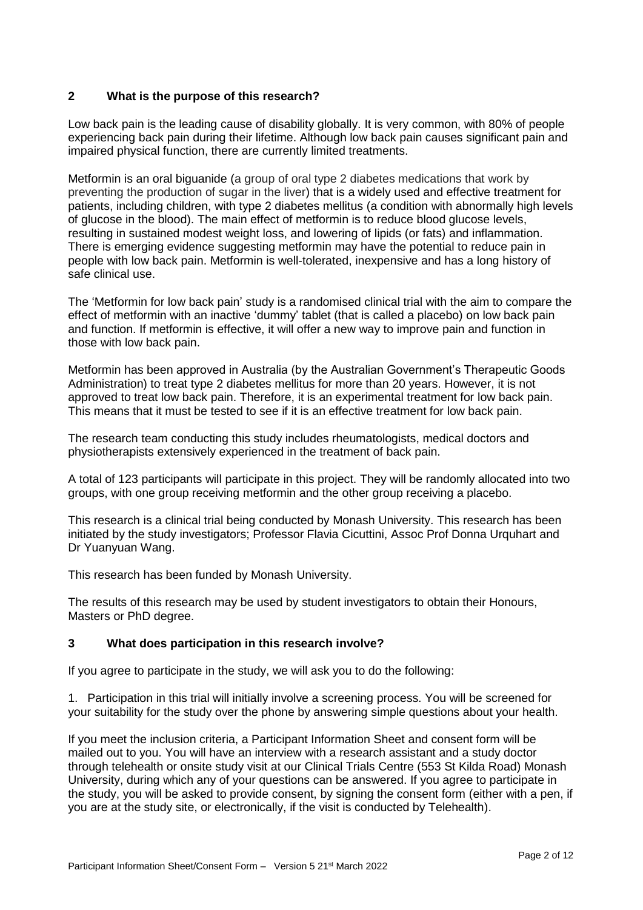## 2 What is the purpose of this research?

Low back pain is the leading cause of disability globally. It is very common, with 80% of people experiencing back pain during their lifetime. Although low back pain causes significant pain and impaired physical function, there are currently limited treatments.

Metformin is an oral biguanide (a group of oral type 2 diabetes medications that work by preventing the production of sugar in the liver) that is a widely used and effective treatment for patients, including children, with type 2 diabetes mellitus (a condition with abnormally high levels of glucose in the blood). The main effect of metformin is to reduce blood glucose levels, resulting in sustained modest weight loss, and lowering of lipids (or fats) and inflammation. There is emerging evidence suggesting metformin may have the potential to reduce pain in people with low back pain. Metformin is well-tolerated, inexpensive and has a long history of safe clinical use.

The 'Metformin for low back pain' study is a randomised clinical trial with the aim to compare the effect of metformin with an inactive 'dummy' tablet (that is called a placebo) on low back pain and function. If metformin is effective, it will offer a new way to improve pain and function in those with low back pain.

Metformin has been approved in Australia (by the Australian Government's Therapeutic Goods Administration) to treat type 2 diabetes mellitus for more than 20 years. However, it is not approved to treat low back pain. Therefore, it is an experimental treatment for low back pain. This means that it must be tested to see if it is an effective treatment for low back pain.

The research team conducting this study includes rheumatologists, medical doctors and physiotherapists extensively experienced in the treatment of back pain.

A total of 123 participants will participate in this project. They will be randomly allocated into two groups, with one group receiving metformin and the other group receiving a placebo.

This research is a clinical trial being conducted by Monash University. This research has been initiated by the study investigators; Professor Flavia Cicuttini, Assoc Prof Donna Urquhart and Dr Yuanyuan Wang.

This research has been funded by Monash University.

The results of this research may be used by student investigators to obtain their Honours, Masters or PhD degree.

## 3 What does participation in this research involve?

If you agree to participate in the study, we will ask you to do the following:

1. Participation in this trial will initially involve a screening process. You will be screened for your suitability for the study over the phone by answering simple questions about your health.

If you meet the inclusion criteria, a Participant Information Sheet and consent form will be mailed out to you. You will have an interview with a research assistant and a study doctor through telehealth or onsite study visit at our Clinical Trials Centre (553 St Kilda Road) Monash University, during which any of your questions can be answered. If you agree to participate in the study, you will be asked to provide consent, by signing the consent form (either with a pen, if you are at the study site, or electronically, if the visit is conducted by Telehealth).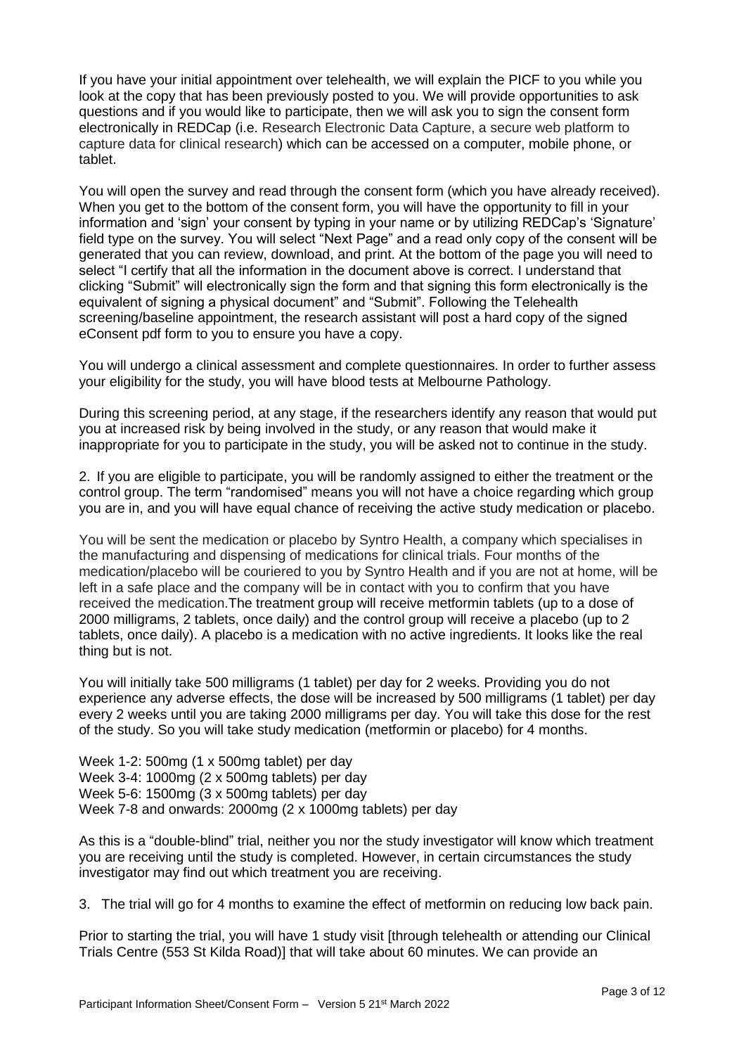If you have your initial appointment over telehealth, we will explain the PICF to you while you look at the copy that has been previously posted to you. We will provide opportunities to ask questions and if you would like to participate, then we will ask you to sign the consent form electronically in REDCap (i.e. Research Electronic Data Capture, a secure web platform to capture data for clinical research) which can be accessed on a computer, mobile phone, or tablet.

You will open the survey and read through the consent form (which you have already received). When you get to the bottom of the consent form, you will have the opportunity to fill in your information and 'sign' your consent by typing in your name or by utilizing REDCap's 'Signature' field type on the survey. You will select "Next Page" and a read only copy of the consent will be generated that you can review, download, and print. At the bottom of the page you will need to select "I certify that all the information in the document above is correct. I understand that clicking "Submit" will electronically sign the form and that signing this form electronically is the equivalent of signing a physical document" and "Submit". Following the Telehealth screening/baseline appointment, the research assistant will post a hard copy of the signed eConsent pdf form to you to ensure you have a copy.

You will undergo a clinical assessment and complete questionnaires. In order to further assess your eligibility for the study, you will have blood tests at Melbourne Pathology.

During this screening period, at any stage, if the researchers identify any reason that would put you at increased risk by being involved in the study, or any reason that would make it inappropriate for you to participate in the study, you will be asked not to continue in the study.

2. If you are eligible to participate, you will be randomly assigned to either the treatment or the control group. The term "randomised" means you will not have a choice regarding which group you are in, and you will have equal chance of receiving the active study medication or placebo.

You will be sent the medication or placebo by Syntro Health, a company which specialises in the manufacturing and dispensing of medications for clinical trials. Four months of the medication/placebo will be couriered to you by Syntro Health and if you are not at home, will be left in a safe place and the company will be in contact with you to confirm that you have received the medication.The treatment group will receive metformin tablets (up to a dose of 2000 milligrams, 2 tablets, once daily) and the control group will receive a placebo (up to 2 tablets, once daily). A placebo is a medication with no active ingredients. It looks like the real thing but is not.

You will initially take 500 milligrams (1 tablet) per day for 2 weeks. Providing you do not experience any adverse effects, the dose will be increased by 500 milligrams (1 tablet) per day every 2 weeks until you are taking 2000 milligrams per day. You will take this dose for the rest of the study. So you will take study medication (metformin or placebo) for 4 months.

Week 1-2: 500mg (1 x 500mg tablet) per day
Week 3-4: 1000mg (2 x 500mg tablets) per day
Week 5-6: 1500mg (3 x 500mg tablets) per day
Week 7-8 and onwards: 2000mg (2 x 1000mg tablets) per day

As this is a "double-blind" trial, neither you nor the study investigator will know which treatment you are receiving until the study is completed. However, in certain circumstances the study investigator may find out which treatment you are receiving.

3. The trial will go for 4 months to examine the effect of metformin on reducing low back pain.

Prior to starting the trial, you will have 1 study visit [through telehealth or attending our Clinical Trials Centre (553 St Kilda Road)] that will take about 60 minutes. We can provide an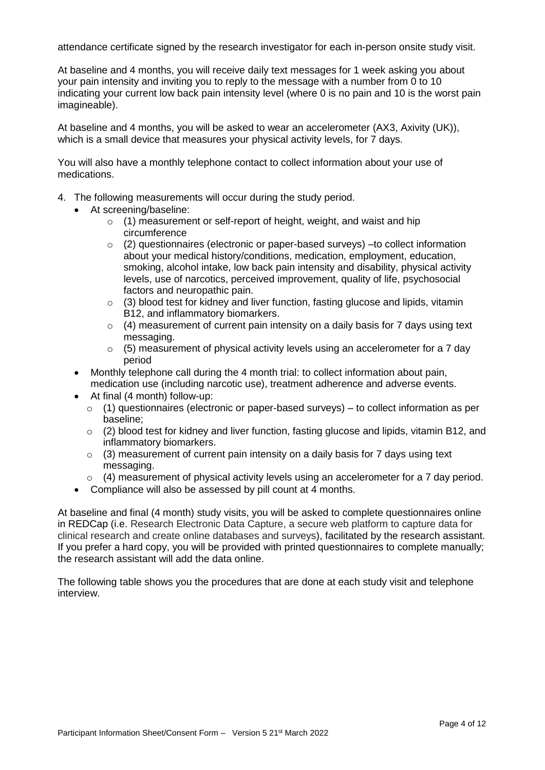attendance certificate signed by the research investigator for each in-person onsite study visit.

At baseline and 4 months, you will receive daily text messages for 1 week asking you about your pain intensity and inviting you to reply to the message with a number from 0 to 10 indicating your current low back pain intensity level (where 0 is no pain and 10 is the worst pain imagineable).

At baseline and 4 months, you will be asked to wear an accelerometer (AX3, Axivity (UK)), which is a small device that measures your physical activity levels, for 7 days.

You will also have a monthly telephone contact to collect information about your use of medications.

4. The following measurements will occur during the study period.
   - At screening/baseline:
     - (1) measurement or self-report of height, weight, and waist and hip circumference
     - (2) questionnaires (electronic or paper-based surveys) –to collect information about your medical history/conditions, medication, employment, education, smoking, alcohol intake, low back pain intensity and disability, physical activity levels, use of narcotics, perceived improvement, quality of life, psychosocial factors and neuropathic pain.
     - (3) blood test for kidney and liver function, fasting glucose and lipids, vitamin B12, and inflammatory biomarkers.
     - (4) measurement of current pain intensity on a daily basis for 7 days using text messaging.
     - (5) measurement of physical activity levels using an accelerometer for a 7 day period
   - Monthly telephone call during the 4 month trial: to collect information about pain, medication use (including narcotic use), treatment adherence and adverse events.
   - At final (4 month) follow-up:
     - (1) questionnaires (electronic or paper-based surveys) – to collect information as per baseline;
     - (2) blood test for kidney and liver function, fasting glucose and lipids, vitamin B12, and inflammatory biomarkers.
     - (3) measurement of current pain intensity on a daily basis for 7 days using text messaging.
     - (4) measurement of physical activity levels using an accelerometer for a 7 day period.
   - Compliance will also be assessed by pill count at 4 months.

At baseline and final (4 month) study visits, you will be asked to complete questionnaires online in REDCap (i.e. Research Electronic Data Capture, a secure web platform to capture data for clinical research and create online databases and surveys), facilitated by the research assistant. If you prefer a hard copy, you will be provided with printed questionnaires to complete manually; the research assistant will add the data online.

The following table shows you the procedures that are done at each study visit and telephone interview.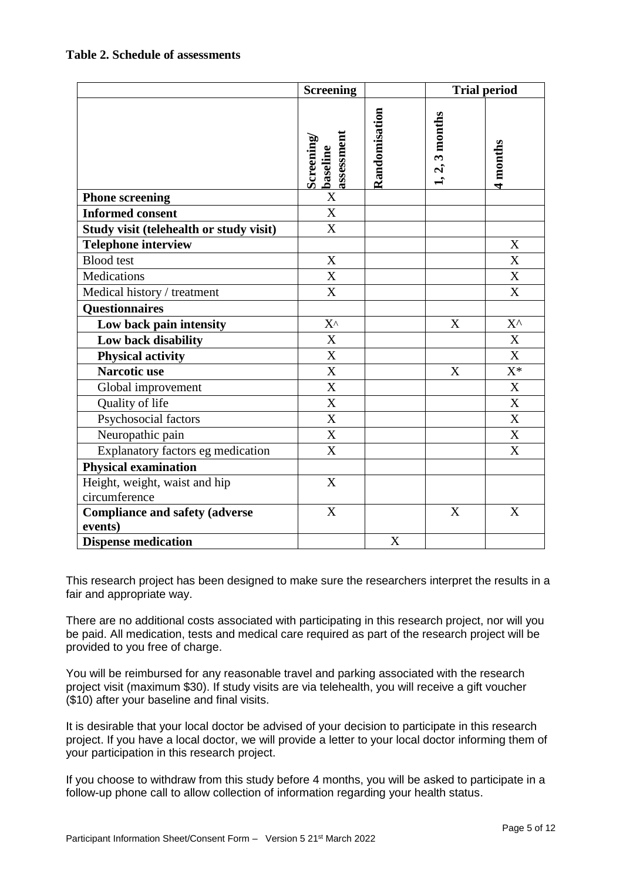**Table 2. Schedule of assessments**

| | Screening | | Trial period | |
|---|---|---|---|---|
| | Screening/ baseline assessment | Randomisation | 1, 2, 3 months | 4 months |
| **Phone screening** | X | | | |
| **Informed consent** | X | | | |
| **Study visit (telehealth or study visit)** | X | | | |
| **Telephone interview** | | | | X |
| Blood test | X | | | X |
| Medications | X | | | X |
| Medical history / treatment | X | | | X |
| **Questionnaires** | | | | |
| **Low back pain intensity** | X^ | | X | X^ |
| **Low back disability** | X | | | X |
| **Physical activity** | X | | | X |
| **Narcotic use** | X | | X | X* |
| Global improvement | X | | | X |
| Quality of life | X | | | X |
| Psychosocial factors | X | | | X |
| Neuropathic pain | X | | | X |
| Explanatory factors eg medication | X | | | X |
| **Physical examination** | | | | |
| Height, weight, waist and hip circumference | X | | | |
| **Compliance and safety (adverse events)** | X | | X | X |
| **Dispense medication** | | X | | |

This research project has been designed to make sure the researchers interpret the results in a fair and appropriate way.

There are no additional costs associated with participating in this research project, nor will you be paid. All medication, tests and medical care required as part of the research project will be provided to you free of charge.

You will be reimbursed for any reasonable travel and parking associated with the research project visit (maximum $30). If study visits are via telehealth, you will receive a gift voucher ($10) after your baseline and final visits.

It is desirable that your local doctor be advised of your decision to participate in this research project. If you have a local doctor, we will provide a letter to your local doctor informing them of your participation in this research project.

If you choose to withdraw from this study before 4 months, you will be asked to participate in a follow-up phone call to allow collection of information regarding your health status.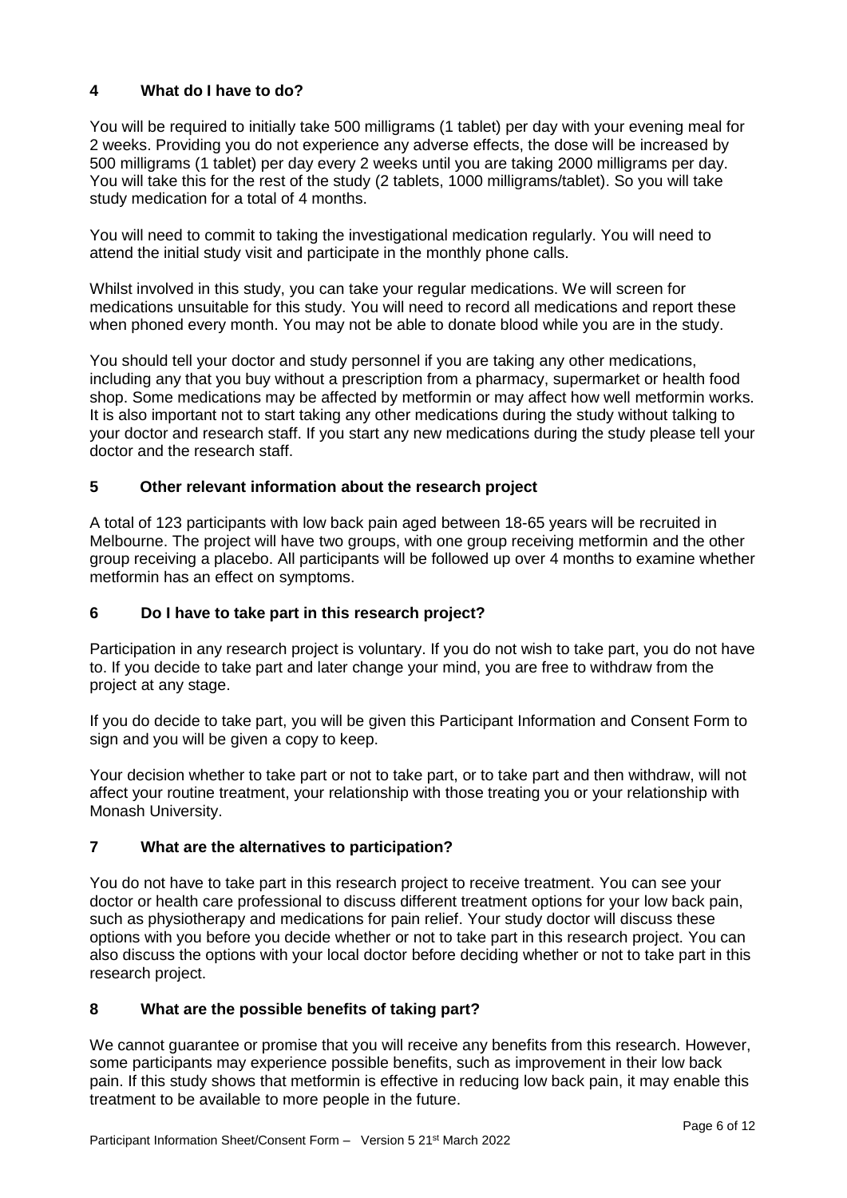## 4 What do I have to do?

You will be required to initially take 500 milligrams (1 tablet) per day with your evening meal for 2 weeks. Providing you do not experience any adverse effects, the dose will be increased by 500 milligrams (1 tablet) per day every 2 weeks until you are taking 2000 milligrams per day. You will take this for the rest of the study (2 tablets, 1000 milligrams/tablet). So you will take study medication for a total of 4 months.

You will need to commit to taking the investigational medication regularly. You will need to attend the initial study visit and participate in the monthly phone calls.

Whilst involved in this study, you can take your regular medications. We will screen for medications unsuitable for this study. You will need to record all medications and report these when phoned every month. You may not be able to donate blood while you are in the study.

You should tell your doctor and study personnel if you are taking any other medications, including any that you buy without a prescription from a pharmacy, supermarket or health food shop. Some medications may be affected by metformin or may affect how well metformin works. It is also important not to start taking any other medications during the study without talking to your doctor and research staff. If you start any new medications during the study please tell your doctor and the research staff.

## 5 Other relevant information about the research project

A total of 123 participants with low back pain aged between 18-65 years will be recruited in Melbourne. The project will have two groups, with one group receiving metformin and the other group receiving a placebo. All participants will be followed up over 4 months to examine whether metformin has an effect on symptoms.

## 6 Do I have to take part in this research project?

Participation in any research project is voluntary. If you do not wish to take part, you do not have to. If you decide to take part and later change your mind, you are free to withdraw from the project at any stage.

If you do decide to take part, you will be given this Participant Information and Consent Form to sign and you will be given a copy to keep.

Your decision whether to take part or not to take part, or to take part and then withdraw, will not affect your routine treatment, your relationship with those treating you or your relationship with Monash University.

## 7 What are the alternatives to participation?

You do not have to take part in this research project to receive treatment. You can see your doctor or health care professional to discuss different treatment options for your low back pain, such as physiotherapy and medications for pain relief. Your study doctor will discuss these options with you before you decide whether or not to take part in this research project. You can also discuss the options with your local doctor before deciding whether or not to take part in this research project.

## 8 What are the possible benefits of taking part?

We cannot guarantee or promise that you will receive any benefits from this research. However, some participants may experience possible benefits, such as improvement in their low back pain. If this study shows that metformin is effective in reducing low back pain, it may enable this treatment to be available to more people in the future.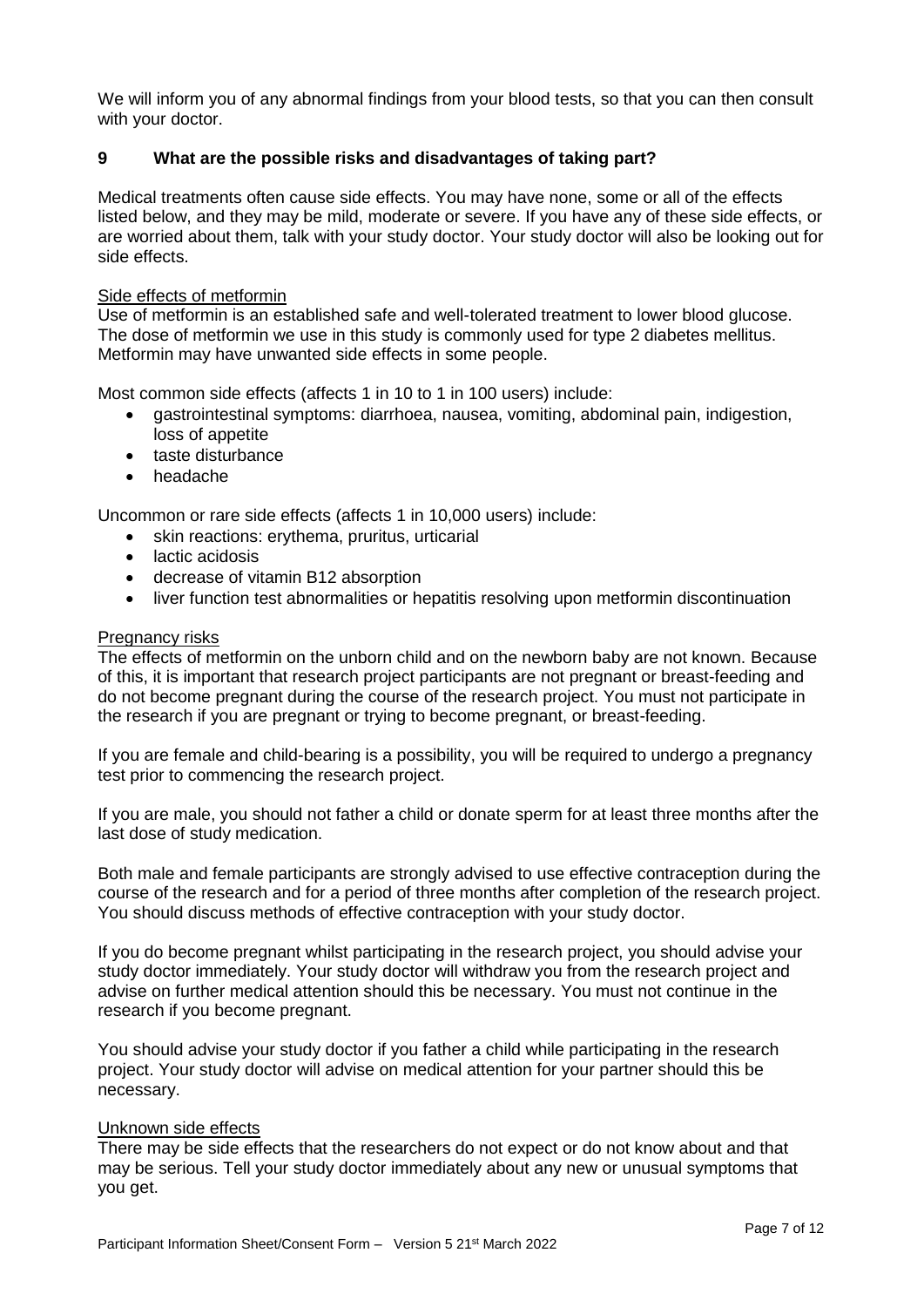We will inform you of any abnormal findings from your blood tests, so that you can then consult with your doctor.

## 9 What are the possible risks and disadvantages of taking part?

Medical treatments often cause side effects. You may have none, some or all of the effects listed below, and they may be mild, moderate or severe. If you have any of these side effects, or are worried about them, talk with your study doctor. Your study doctor will also be looking out for side effects.

Side effects of metformin

Use of metformin is an established safe and well-tolerated treatment to lower blood glucose. The dose of metformin we use in this study is commonly used for type 2 diabetes mellitus. Metformin may have unwanted side effects in some people.

Most common side effects (affects 1 in 10 to 1 in 100 users) include:

- gastrointestinal symptoms: diarrhoea, nausea, vomiting, abdominal pain, indigestion, loss of appetite
- taste disturbance
- headache

Uncommon or rare side effects (affects 1 in 10,000 users) include:

- skin reactions: erythema, pruritus, urticarial
- lactic acidosis
- decrease of vitamin B12 absorption
- liver function test abnormalities or hepatitis resolving upon metformin discontinuation

Pregnancy risks

The effects of metformin on the unborn child and on the newborn baby are not known. Because of this, it is important that research project participants are not pregnant or breast-feeding and do not become pregnant during the course of the research project. You must not participate in the research if you are pregnant or trying to become pregnant, or breast-feeding.

If you are female and child-bearing is a possibility, you will be required to undergo a pregnancy test prior to commencing the research project.

If you are male, you should not father a child or donate sperm for at least three months after the last dose of study medication.

Both male and female participants are strongly advised to use effective contraception during the course of the research and for a period of three months after completion of the research project. You should discuss methods of effective contraception with your study doctor.

If you do become pregnant whilst participating in the research project, you should advise your study doctor immediately. Your study doctor will withdraw you from the research project and advise on further medical attention should this be necessary. You must not continue in the research if you become pregnant.

You should advise your study doctor if you father a child while participating in the research project. Your study doctor will advise on medical attention for your partner should this be necessary.

Unknown side effects

There may be side effects that the researchers do not expect or do not know about and that may be serious. Tell your study doctor immediately about any new or unusual symptoms that you get.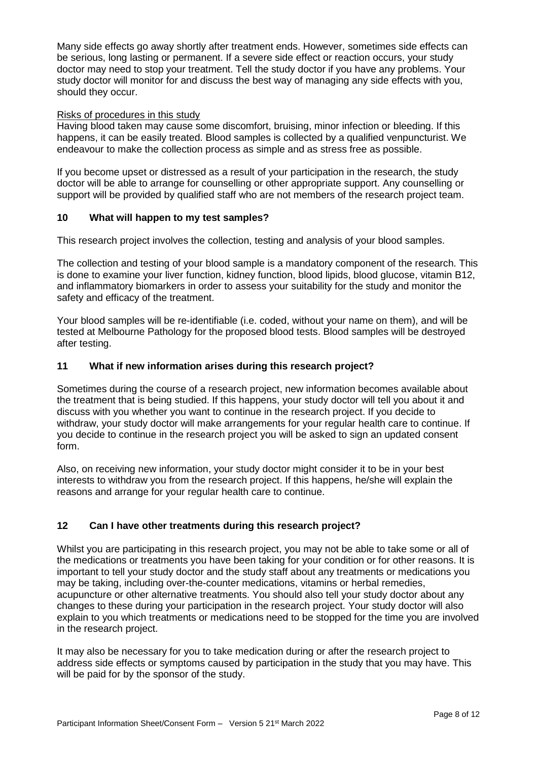Many side effects go away shortly after treatment ends. However, sometimes side effects can be serious, long lasting or permanent. If a severe side effect or reaction occurs, your study doctor may need to stop your treatment. Tell the study doctor if you have any problems. Your study doctor will monitor for and discuss the best way of managing any side effects with you, should they occur.

Risks of procedures in this study

Having blood taken may cause some discomfort, bruising, minor infection or bleeding. If this happens, it can be easily treated. Blood samples is collected by a qualified venpuncturist. We endeavour to make the collection process as simple and as stress free as possible.

If you become upset or distressed as a result of your participation in the research, the study doctor will be able to arrange for counselling or other appropriate support. Any counselling or support will be provided by qualified staff who are not members of the research project team.

## 10 What will happen to my test samples?

This research project involves the collection, testing and analysis of your blood samples.

The collection and testing of your blood sample is a mandatory component of the research. This is done to examine your liver function, kidney function, blood lipids, blood glucose, vitamin B12, and inflammatory biomarkers in order to assess your suitability for the study and monitor the safety and efficacy of the treatment.

Your blood samples will be re-identifiable (i.e. coded, without your name on them), and will be tested at Melbourne Pathology for the proposed blood tests. Blood samples will be destroyed after testing.

## 11 What if new information arises during this research project?

Sometimes during the course of a research project, new information becomes available about the treatment that is being studied. If this happens, your study doctor will tell you about it and discuss with you whether you want to continue in the research project. If you decide to withdraw, your study doctor will make arrangements for your regular health care to continue. If you decide to continue in the research project you will be asked to sign an updated consent form.

Also, on receiving new information, your study doctor might consider it to be in your best interests to withdraw you from the research project. If this happens, he/she will explain the reasons and arrange for your regular health care to continue.

## 12 Can I have other treatments during this research project?

Whilst you are participating in this research project, you may not be able to take some or all of the medications or treatments you have been taking for your condition or for other reasons. It is important to tell your study doctor and the study staff about any treatments or medications you may be taking, including over-the-counter medications, vitamins or herbal remedies, acupuncture or other alternative treatments. You should also tell your study doctor about any changes to these during your participation in the research project. Your study doctor will also explain to you which treatments or medications need to be stopped for the time you are involved in the research project.

It may also be necessary for you to take medication during or after the research project to address side effects or symptoms caused by participation in the study that you may have. This will be paid for by the sponsor of the study.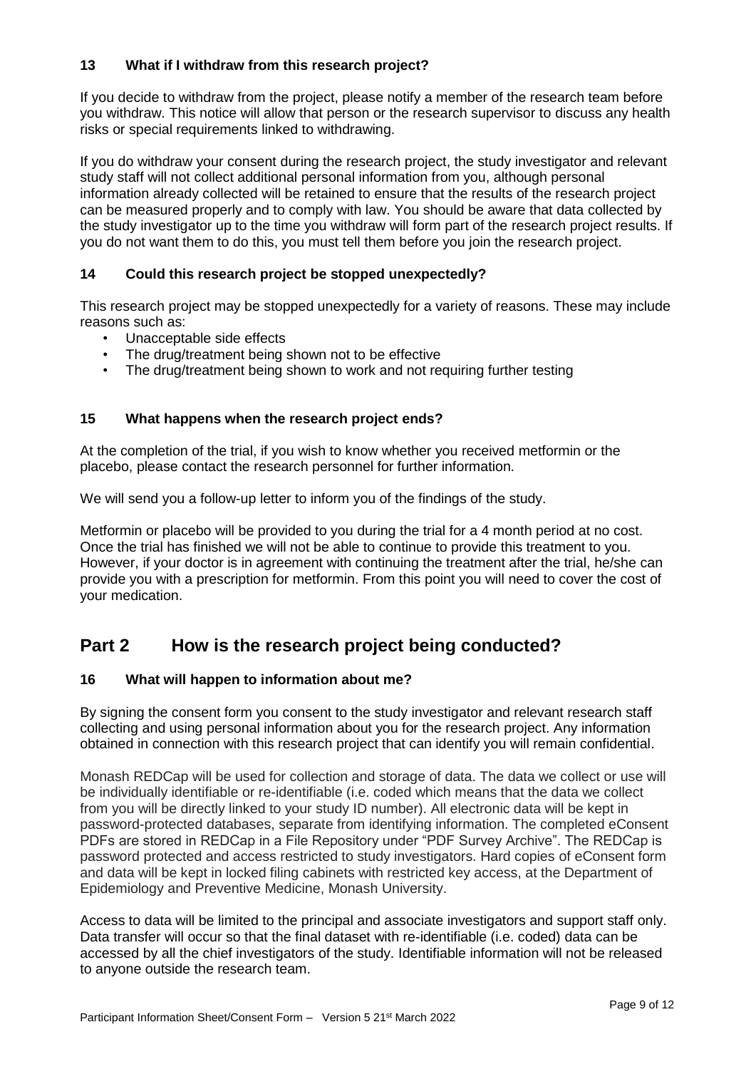### 13 What if I withdraw from this research project?

If you decide to withdraw from the project, please notify a member of the research team before you withdraw. This notice will allow that person or the research supervisor to discuss any health risks or special requirements linked to withdrawing.

If you do withdraw your consent during the research project, the study investigator and relevant study staff will not collect additional personal information from you, although personal information already collected will be retained to ensure that the results of the research project can be measured properly and to comply with law. You should be aware that data collected by the study investigator up to the time you withdraw will form part of the research project results. If you do not want them to do this, you must tell them before you join the research project.

### 14 Could this research project be stopped unexpectedly?

This research project may be stopped unexpectedly for a variety of reasons. These may include reasons such as:

- Unacceptable side effects
- The drug/treatment being shown not to be effective
- The drug/treatment being shown to work and not requiring further testing

### 15 What happens when the research project ends?

At the completion of the trial, if you wish to know whether you received metformin or the placebo, please contact the research personnel for further information.

We will send you a follow-up letter to inform you of the findings of the study.

Metformin or placebo will be provided to you during the trial for a 4 month period at no cost. Once the trial has finished we will not be able to continue to provide this treatment to you. However, if your doctor is in agreement with continuing the treatment after the trial, he/she can provide you with a prescription for metformin. From this point you will need to cover the cost of your medication.

## Part 2 How is the research project being conducted?

### 16 What will happen to information about me?

By signing the consent form you consent to the study investigator and relevant research staff collecting and using personal information about you for the research project. Any information obtained in connection with this research project that can identify you will remain confidential.

Monash REDCap will be used for collection and storage of data. The data we collect or use will be individually identifiable or re-identifiable (i.e. coded which means that the data we collect from you will be directly linked to your study ID number). All electronic data will be kept in password-protected databases, separate from identifying information. The completed eConsent PDFs are stored in REDCap in a File Repository under "PDF Survey Archive". The REDCap is password protected and access restricted to study investigators. Hard copies of eConsent form and data will be kept in locked filing cabinets with restricted key access, at the Department of Epidemiology and Preventive Medicine, Monash University.

Access to data will be limited to the principal and associate investigators and support staff only. Data transfer will occur so that the final dataset with re-identifiable (i.e. coded) data can be accessed by all the chief investigators of the study. Identifiable information will not be released to anyone outside the research team.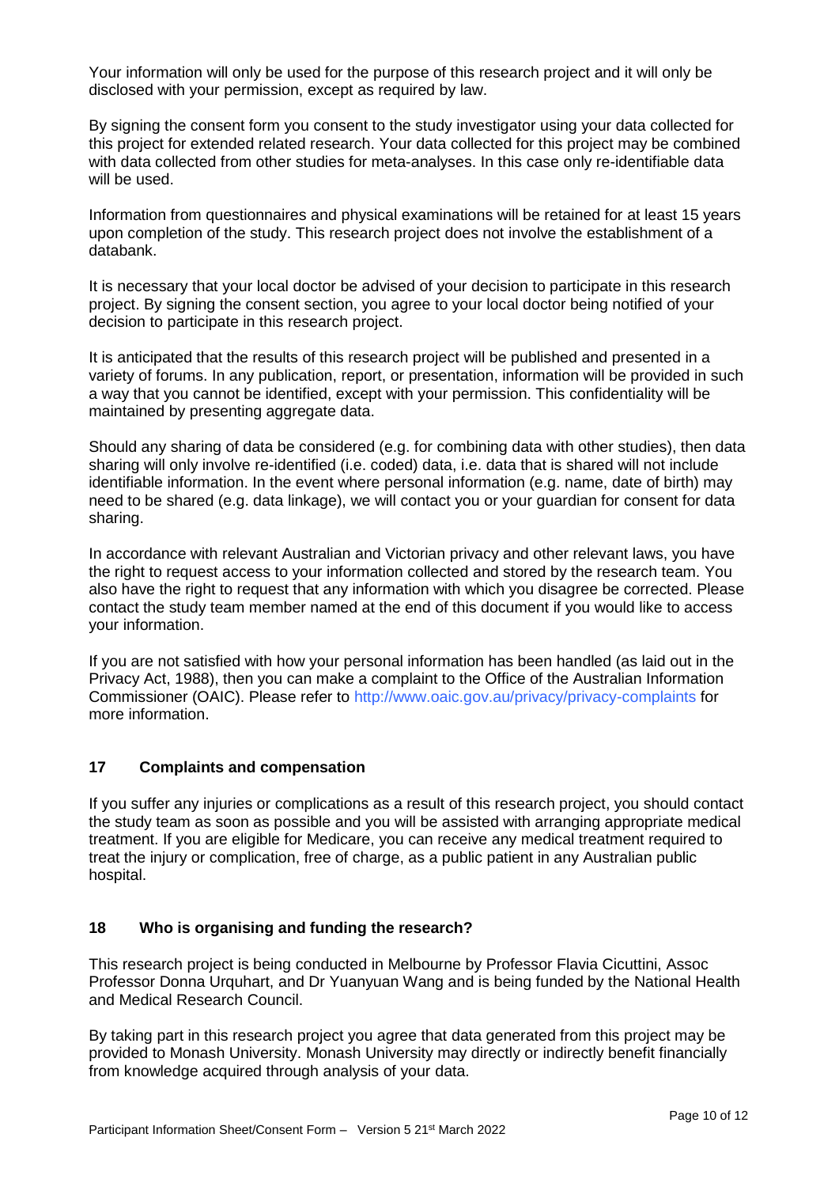Your information will only be used for the purpose of this research project and it will only be disclosed with your permission, except as required by law.

By signing the consent form you consent to the study investigator using your data collected for this project for extended related research. Your data collected for this project may be combined with data collected from other studies for meta-analyses. In this case only re-identifiable data will be used.

Information from questionnaires and physical examinations will be retained for at least 15 years upon completion of the study. This research project does not involve the establishment of a databank.

It is necessary that your local doctor be advised of your decision to participate in this research project. By signing the consent section, you agree to your local doctor being notified of your decision to participate in this research project.

It is anticipated that the results of this research project will be published and presented in a variety of forums. In any publication, report, or presentation, information will be provided in such a way that you cannot be identified, except with your permission. This confidentiality will be maintained by presenting aggregate data.

Should any sharing of data be considered (e.g. for combining data with other studies), then data sharing will only involve re-identified (i.e. coded) data, i.e. data that is shared will not include identifiable information. In the event where personal information (e.g. name, date of birth) may need to be shared (e.g. data linkage), we will contact you or your guardian for consent for data sharing.

In accordance with relevant Australian and Victorian privacy and other relevant laws, you have the right to request access to your information collected and stored by the research team. You also have the right to request that any information with which you disagree be corrected. Please contact the study team member named at the end of this document if you would like to access your information.

If you are not satisfied with how your personal information has been handled (as laid out in the Privacy Act, 1988), then you can make a complaint to the Office of the Australian Information Commissioner (OAIC). Please refer to http://www.oaic.gov.au/privacy/privacy-complaints for more information.

## 17 Complaints and compensation

If you suffer any injuries or complications as a result of this research project, you should contact the study team as soon as possible and you will be assisted with arranging appropriate medical treatment. If you are eligible for Medicare, you can receive any medical treatment required to treat the injury or complication, free of charge, as a public patient in any Australian public hospital.

## 18 Who is organising and funding the research?

This research project is being conducted in Melbourne by Professor Flavia Cicuttini, Assoc Professor Donna Urquhart, and Dr Yuanyuan Wang and is being funded by the National Health and Medical Research Council.

By taking part in this research project you agree that data generated from this project may be provided to Monash University. Monash University may directly or indirectly benefit financially from knowledge acquired through analysis of your data.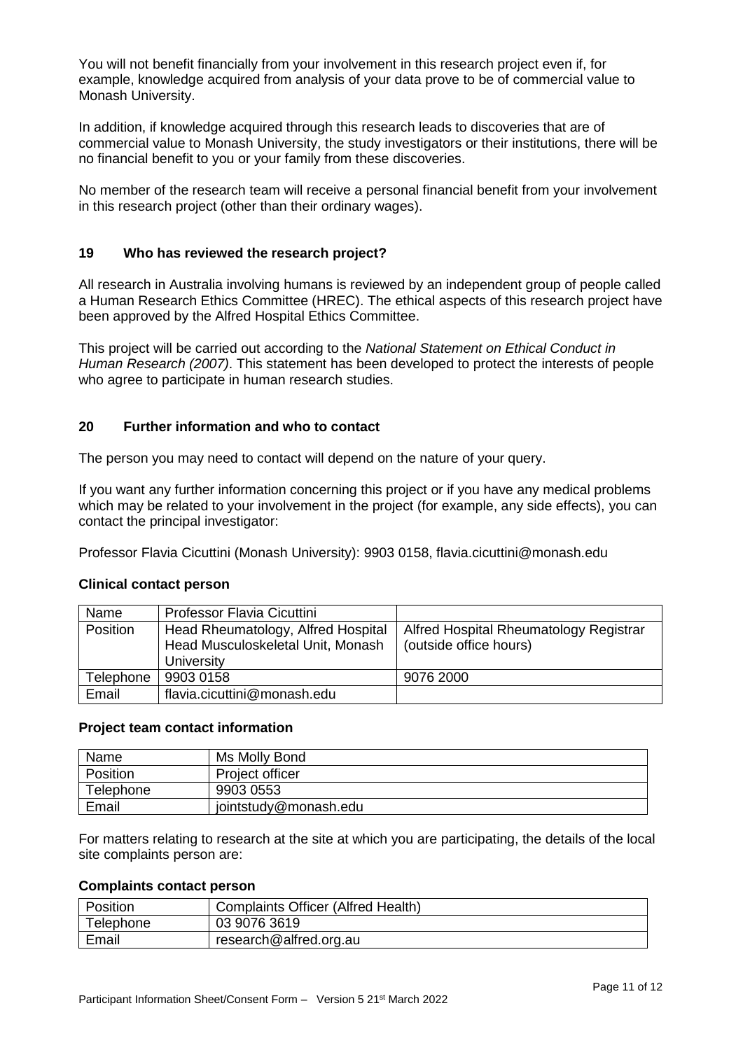You will not benefit financially from your involvement in this research project even if, for example, knowledge acquired from analysis of your data prove to be of commercial value to Monash University.

In addition, if knowledge acquired through this research leads to discoveries that are of commercial value to Monash University, the study investigators or their institutions, there will be no financial benefit to you or your family from these discoveries.

No member of the research team will receive a personal financial benefit from your involvement in this research project (other than their ordinary wages).

## 19 Who has reviewed the research project?

All research in Australia involving humans is reviewed by an independent group of people called a Human Research Ethics Committee (HREC). The ethical aspects of this research project have been approved by the Alfred Hospital Ethics Committee.

This project will be carried out according to the *National Statement on Ethical Conduct in Human Research (2007)*. This statement has been developed to protect the interests of people who agree to participate in human research studies.

## 20 Further information and who to contact

The person you may need to contact will depend on the nature of your query.

If you want any further information concerning this project or if you have any medical problems which may be related to your involvement in the project (for example, any side effects), you can contact the principal investigator:

Professor Flavia Cicuttini (Monash University): 9903 0158, flavia.cicuttini@monash.edu

**Clinical contact person**

| Name | Professor Flavia Cicuttini | |
|---|---|---|
| Position | Head Rheumatology, Alfred Hospital Head Musculoskeletal Unit, Monash University | Alfred Hospital Rheumatology Registrar (outside office hours) |
| Telephone | 9903 0158 | 9076 2000 |
| Email | flavia.cicuttini@monash.edu | |

**Project team contact information**

| Name | Ms Molly Bond |
|---|---|
| Position | Project officer |
| Telephone | 9903 0553 |
| Email | jointstudy@monash.edu |

For matters relating to research at the site at which you are participating, the details of the local site complaints person are:

**Complaints contact person**

| Position | Complaints Officer (Alfred Health) |
|---|---|
| Telephone | 03 9076 3619 |
| Email | research@alfred.org.au |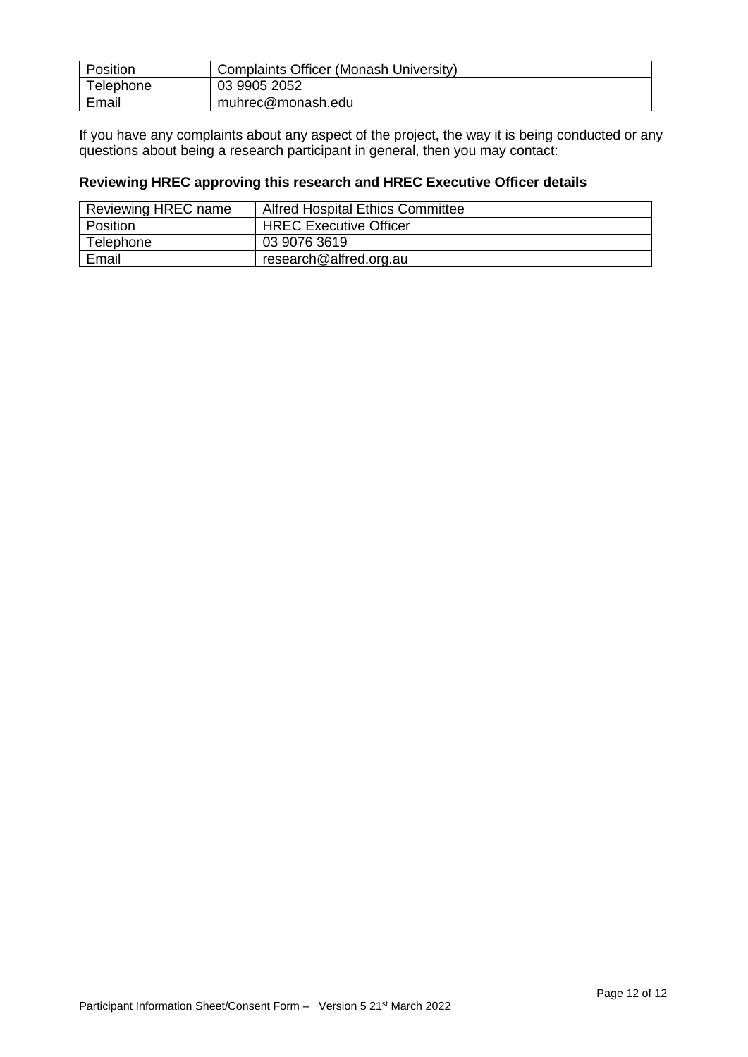| Position | Complaints Officer (Monash University) |
| --- | --- |
| Telephone | 03 9905 2052 |
| Email | muhrec@monash.edu |

If you have any complaints about any aspect of the project, the way it is being conducted or any questions about being a research participant in general, then you may contact:

**Reviewing HREC approving this research and HREC Executive Officer details**

| Reviewing HREC name | Alfred Hospital Ethics Committee |
| --- | --- |
| Position | HREC Executive Officer |
| Telephone | 03 9076 3619 |
| Email | research@alfred.org.au |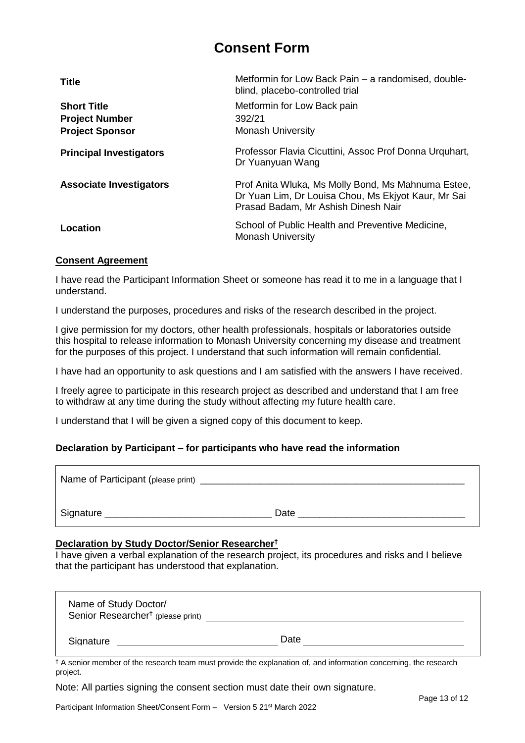# Consent Form

| | |
|---|---|
| **Title** | Metformin for Low Back Pain – a randomised, double-blind, placebo-controlled trial |
| **Short Title** | Metformin for Low Back pain |
| **Project Number** | 392/21 |
| **Project Sponsor** | Monash University |
| **Principal Investigators** | Professor Flavia Cicuttini, Assoc Prof Donna Urquhart, Dr Yuanyuan Wang |
| **Associate Investigators** | Prof Anita Wluka, Ms Molly Bond, Ms Mahnuma Estee, Dr Yuan Lim, Dr Louisa Chou, Ms Ekjyot Kaur, Mr Sai Prasad Badam, Mr Ashish Dinesh Nair |
| **Location** | School of Public Health and Preventive Medicine, Monash University |

**Consent Agreement**

I have read the Participant Information Sheet or someone has read it to me in a language that I understand.

I understand the purposes, procedures and risks of the research described in the project.

I give permission for my doctors, other health professionals, hospitals or laboratories outside this hospital to release information to Monash University concerning my disease and treatment for the purposes of this project. I understand that such information will remain confidential.

I have had an opportunity to ask questions and I am satisfied with the answers I have received.

I freely agree to participate in this research project as described and understand that I am free to withdraw at any time during the study without affecting my future health care.

I understand that I will be given a signed copy of this document to keep.

### Declaration by Participant – for participants who have read the information

Name of Participant (please print) ___________________________________________

Signature ______________________________ Date ______________________________

**Declaration by Study Doctor/Senior Researcher†**

I have given a verbal explanation of the research project, its procedures and risks and I believe that the participant has understood that explanation.

Name of Study Doctor/
Senior Researcher† (please print) ___________________________________________

Signature ______________________________ Date ______________________________

† A senior member of the research team must provide the explanation of, and information concerning, the research project.

Note: All parties signing the consent section must date their own signature.

Participant Information Sheet/Consent Form – Version 5 21st March 2022